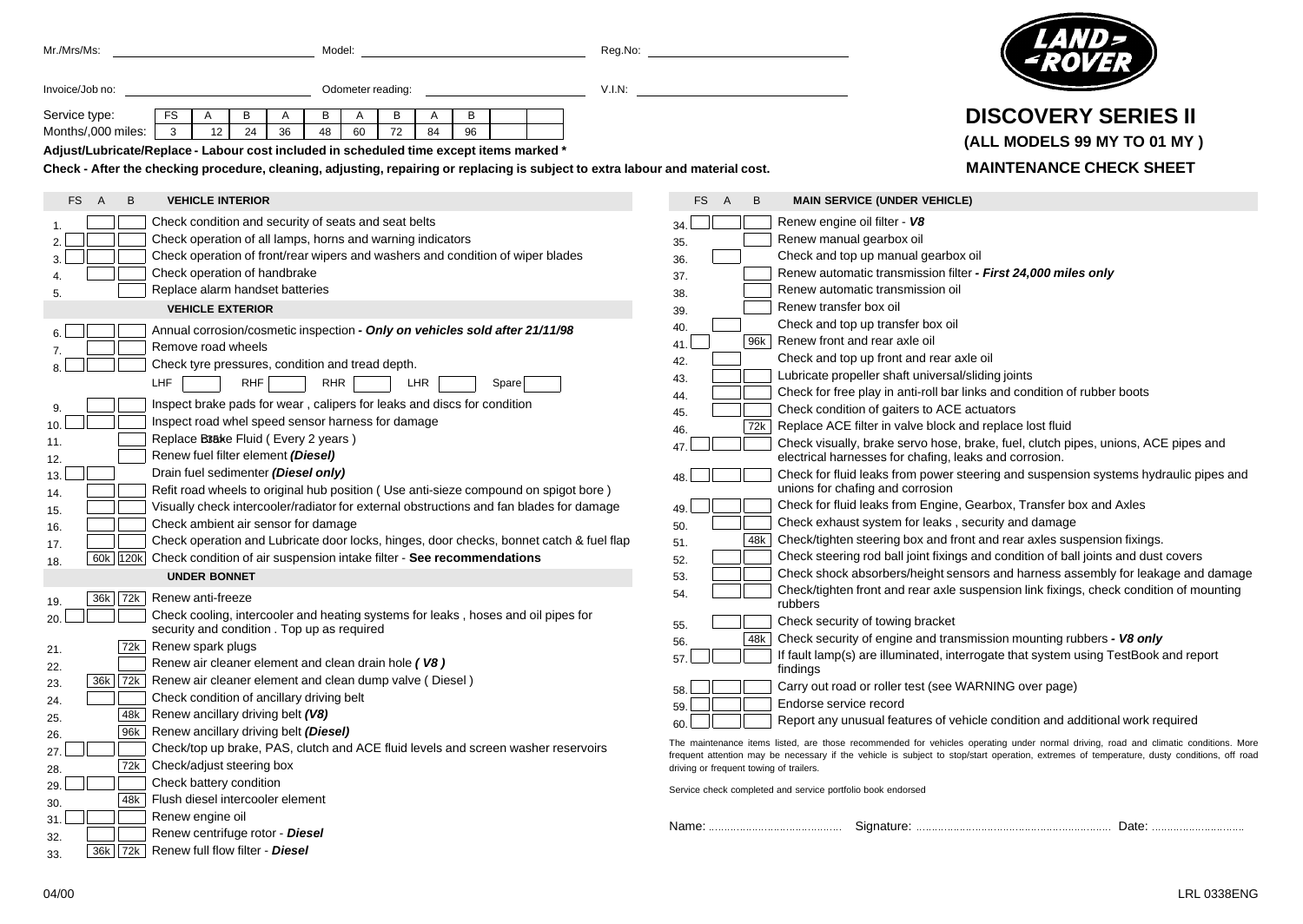# DISCOVERY SERIES II

## (ALL MODELS 99 MY TO 01 MY )

## MAINTENANCE CHECK SHEET

Mr./Mrs/Ms: \_\_\_\_\_\_\_\_\_\_ Model: \_\_\_\_\_\_\_\_\_\_ Reg.No: \_\_\_\_\_\_\_\_\_\_

Invoice/Job no: \_\_\_\_\_\_\_\_\_\_ Odometer reading: \_\_\_\_\_\_\_\_\_\_ V.I.N: \_\_\_\_\_\_\_\_\_\_

| Service type: | FS | A | B | A | B | A | B | A | B | | |
|---|---|---|---|---|---|---|---|---|---|---|---|
| Months/,000 miles: | 3 | 12 | 24 | 36 | 48 | 60 | 72 | 84 | 96 | | |

**Adjust/Lubricate/Replace - Labour cost included in scheduled time except items marked \***

**Check - After the checking procedure, cleaning, adjusting, repairing or replacing is subject to extra labour and material cost.**

| | FS | A | B | **VEHICLE INTERIOR** |
|---|---|---|---|---|
| 1. | ☐ | ☐ | ☐ | Check condition and security of seats and seat belts |
| 2. | ☐ | ☐ | ☐ | Check operation of all lamps, horns and warning indicators |
| 3. | ☐ | ☐ | ☐ | Check operation of front/rear wipers and washers and condition of wiper blades |
| 4. | | ☐ | ☐ | Check operation of handbrake |
| 5. | | | ☐ | Replace alarm handset batteries |
| | | | | **VEHICLE EXTERIOR** |
| 6. | ☐ | ☐ | ☐ | Annual corrosion/cosmetic inspection ***- Only on vehicles sold after 21/11/98*** |
| 7. | | ☐ | ☐ | Remove road wheels |
| 8. | ☐ | ☐ | ☐ | Check tyre pressures, condition and tread depth. LHF ☐ RHF ☐ RHR ☐ LHR ☐ Spare ☐ |
| 9. | | ☐ | ☐ | Inspect brake pads for wear , calipers for leaks and discs for condition |
| 10. | ☐ | ☐ | ☐ | Inspect road wheel speed sensor harness for damage |
| 11. | | ☐ | ☐ | Replace Brake Fluid ( Every 2 years ) |
| 12. | | ☐ | ☐ | Renew fuel filter element ***(Diesel)*** |
| 13. | ☐ | ☐ | | Drain fuel sedimenter ***(Diesel only)*** |
| 14. | | ☐ | ☐ | Refit road wheels to original hub position ( Use anti-sieze compound on spigot bore ) |
| 15. | | ☐ | ☐ | Visually check intercooler/radiator for external obstructions and fan blades for damage |
| 16. | | ☐ | ☐ | Check ambient air sensor for damage |
| 17. | | ☐ | ☐ | Check operation and Lubricate door locks, hinges, door checks, bonnet catch & fuel flap |
| 18. | | 60k | 120k | Check condition of air suspension intake filter - **See recommendations** |
| | | | | **UNDER BONNET** |
| 19. | | 36k | 72k | Renew anti-freeze |
| 20. | ☐ | ☐ | ☐ | Check cooling, intercooler and heating systems for leaks , hoses and oil pipes for security and condition . Top up as required |
| 21. | | | 72k | Renew spark plugs |
| 22. | | | ☐ | Renew air cleaner element and clean drain hole ***( V8 )*** |
| 23. | | 36k | 72k | Renew air cleaner element and clean dump valve ( Diesel ) |
| 24. | | ☐ | ☐ | Check condition of ancillary driving belt |
| 25. | | | 48k | Renew ancillary driving belt ***(V8)*** |
| 26. | | | 96k | Renew ancillary driving belt ***(Diesel)*** |
| 27. | ☐ | ☐ | ☐ | Check/top up brake, PAS, clutch and ACE fluid levels and screen washer reservoirs |
| 28. | | | 72k | Check/adjust steering box |
| 29. | ☐ | ☐ | ☐ | Check battery condition |
| 30. | | | 48k | Flush diesel intercooler element |
| 31. | ☐ | ☐ | ☐ | Renew engine oil |
| 32. | | ☐ | ☐ | Renew centrifuge rotor - ***Diesel*** |
| 33. | | 36k | 72k | Renew full flow filter - ***Diesel*** |

| | FS | A | B | **MAIN SERVICE (UNDER VEHICLE)** |
|---|---|---|---|---|
| 34. | ☐ | ☐ | ☐ | Renew engine oil filter - ***V8*** |
| 35. | | | ☐ | Renew manual gearbox oil |
| 36. | | ☐ | | Check and top up manual gearbox oil |
| 37. | | | ☐ | Renew automatic transmission filter ***- First 24,000 miles only*** |
| 38. | | | ☐ | Renew automatic transmission oil |
| 39. | | | ☐ | Renew transfer box oil |
| 40. | | ☐ | | Check and top up transfer box oil |
| 41. | ☐ | | 96k | Renew front and rear axle oil |
| 42. | | ☐ | | Check and top up front and rear axle oil |
| 43. | | ☐ | ☐ | Lubricate propeller shaft universal/sliding joints |
| 44. | | ☐ | ☐ | Check for free play in anti-roll bar links and condition of rubber boots |
| 45. | | ☐ | ☐ | Check condition of gaiters to ACE actuators |
| 46. | | | 72k | Replace ACE filter in valve block and replace lost fluid |
| 47. | ☐ | ☐ | ☐ | Check visually, brake servo hose, brake, fuel, clutch pipes, unions, ACE pipes and electrical harnesses for chafing, leaks and corrosion. |
| 48. | ☐ | ☐ | ☐ | Check for fluid leaks from power steering and suspension systems hydraulic pipes and unions for chafing and corrosion |
| 49. | ☐ | ☐ | ☐ | Check for fluid leaks from Engine, Gearbox, Transfer box and Axles |
| 50. | | ☐ | ☐ | Check exhaust system for leaks , security and damage |
| 51. | | | 48k | Check/tighten steering box and front and rear axles suspension fixings. |
| 52. | | ☐ | ☐ | Check steering rod ball joint fixings and condition of ball joints and dust covers |
| 53. | | ☐ | ☐ | Check shock absorbers/height sensors and harness assembly for leakage and damage |
| 54. | | ☐ | ☐ | Check/tighten front and rear axle suspension link fixings, check condition of mounting rubbers |
| 55. | | ☐ | ☐ | Check security of towing bracket |
| 56. | | | 48k | Check security of engine and transmission mounting rubbers ***- V8 only*** |
| 57. | ☐ | ☐ | ☐ | If fault lamp(s) are illuminated, interrogate that system using TestBook and report findings |
| 58. | ☐ | ☐ | ☐ | Carry out road or roller test (see WARNING over page) |
| 59. | ☐ | ☐ | ☐ | Endorse service record |
| 60. | ☐ | ☐ | ☐ | Report any unusual features of vehicle condition and additional work required |

The maintenance items listed, are those recommended for vehicles operating under normal driving, road and climatic conditions. More frequent attention may be necessary if the vehicle is subject to stop/start operation, extremes of temperature, dusty conditions, off road driving or frequent towing of trailers.

Service check completed and service portfolio book endorsed

Name: .................................. Signature: .................................................. Date: ............................

04/00

LRL 0338ENG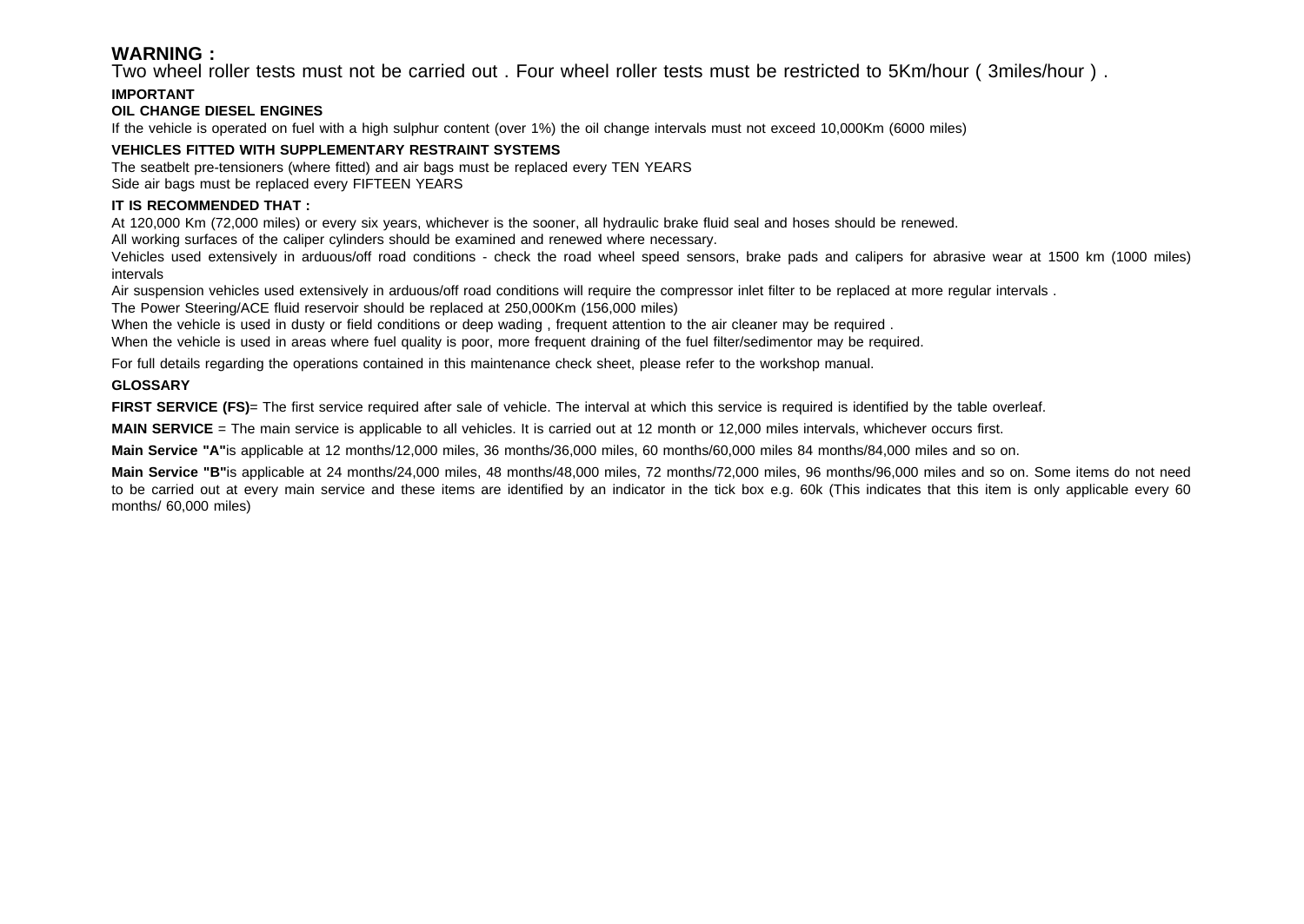## WARNING :

Two wheel roller tests must not be carried out . Four wheel roller tests must be restricted to 5Km/hour ( 3miles/hour ) .

### IMPORTANT

#### OIL CHANGE DIESEL ENGINES

If the vehicle is operated on fuel with a high sulphur content (over 1%) the oil change intervals must not exceed 10,000Km (6000 miles)

#### VEHICLES FITTED WITH SUPPLEMENTARY RESTRAINT SYSTEMS

The seatbelt pre-tensioners (where fitted) and air bags must be replaced every TEN YEARS
Side air bags must be replaced every FIFTEEN YEARS

#### IT IS RECOMMENDED THAT :

At 120,000 Km (72,000 miles) or every six years, whichever is the sooner, all hydraulic brake fluid seal and hoses should be renewed.

All working surfaces of the caliper cylinders should be examined and renewed where necessary.

Vehicles used extensively in arduous/off road conditions - check the road wheel speed sensors, brake pads and calipers for abrasive wear at 1500 km (1000 miles) intervals

Air suspension vehicles used extensively in arduous/off road conditions will require the compressor inlet filter to be replaced at more regular intervals .

The Power Steering/ACE fluid reservoir should be replaced at 250,000Km (156,000 miles)

When the vehicle is used in dusty or field conditions or deep wading , frequent attention to the air cleaner may be required .

When the vehicle is used in areas where fuel quality is poor, more frequent draining of the fuel filter/sedimentor may be required.

For full details regarding the operations contained in this maintenance check sheet, please refer to the workshop manual.

#### GLOSSARY

**FIRST SERVICE (FS)**= The first service required after sale of vehicle. The interval at which this service is required is identified by the table overleaf.

**MAIN SERVICE** = The main service is applicable to all vehicles. It is carried out at 12 month or 12,000 miles intervals, whichever occurs first.

**Main Service "A"**is applicable at 12 months/12,000 miles, 36 months/36,000 miles, 60 months/60,000 miles 84 months/84,000 miles and so on.

**Main Service "B"**is applicable at 24 months/24,000 miles, 48 months/48,000 miles, 72 months/72,000 miles, 96 months/96,000 miles and so on. Some items do not need to be carried out at every main service and these items are identified by an indicator in the tick box e.g. 60k (This indicates that this item is only applicable every 60 months/ 60,000 miles)